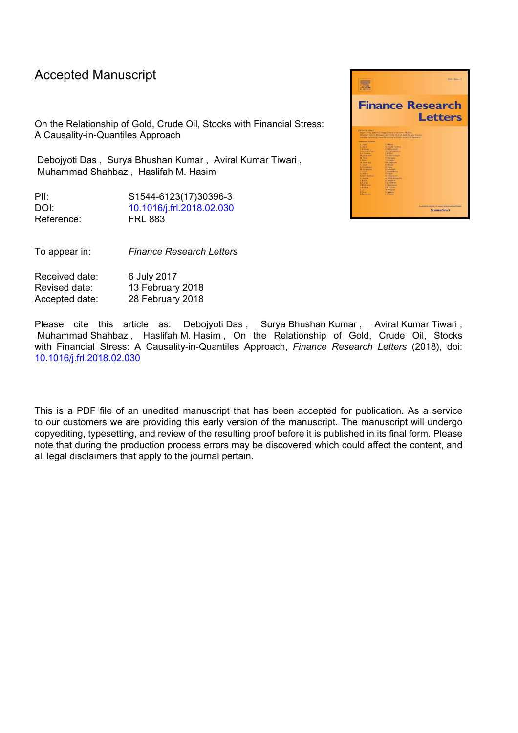# Accepted Manuscript

On the Relationship of Gold, Crude Oil, Stocks with Financial Stress: A Causality-in-Quantiles Approach

Debojyoti Das , Surya Bhushan Kumar , Aviral Kumar Tiwari , Muhammad Shahbaz , Haslifah M. Hasim

| | |
|---|---|
| PII: | S1544-6123(17)30396-3 |
| DOI: | 10.1016/j.frl.2018.02.030 |
| Reference: | FRL 883 |

To appear in: *Finance Research Letters*

| | |
|---|---|
| Received date: | 6 July 2017 |
| Revised date: | 13 February 2018 |
| Accepted date: | 28 February 2018 |

Please cite this article as: Debojyoti Das , Surya Bhushan Kumar , Aviral Kumar Tiwari , Muhammad Shahbaz , Haslifah M. Hasim , On the Relationship of Gold, Crude Oil, Stocks with Financial Stress: A Causality-in-Quantiles Approach, *Finance Research Letters* (2018), doi: 10.1016/j.frl.2018.02.030

This is a PDF file of an unedited manuscript that has been accepted for publication. As a service to our customers we are providing this early version of the manuscript. The manuscript will undergo copyediting, typesetting, and review of the resulting proof before it is published in its final form. Please note that during the production process errors may be discovered which could affect the content, and all legal disclaimers that apply to the journal pertain.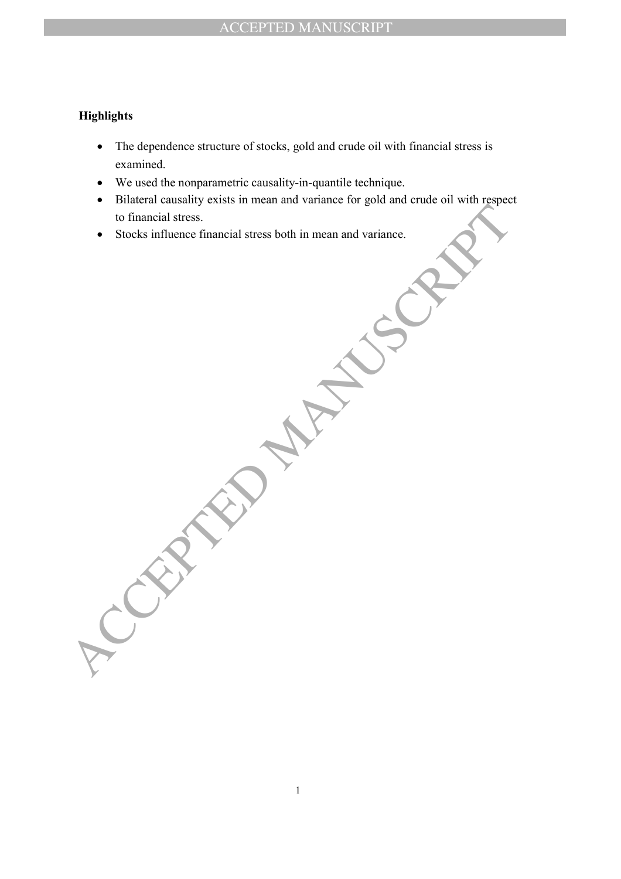**Highlights**

- The dependence structure of stocks, gold and crude oil with financial stress is examined.
- We used the nonparametric causality-in-quantile technique.
- Bilateral causality exists in mean and variance for gold and crude oil with respect to financial stress.
- Stocks influence financial stress both in mean and variance.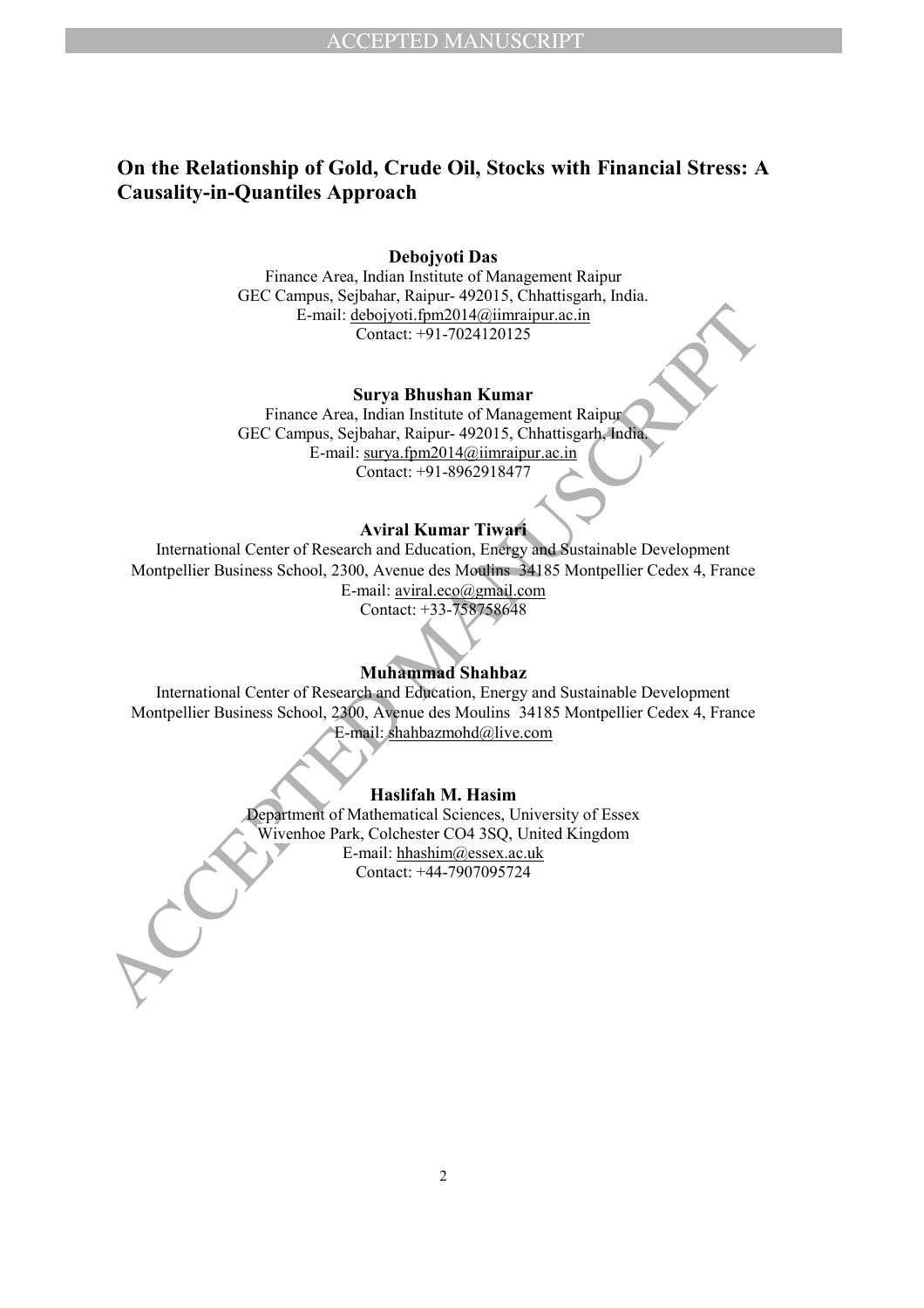# On the Relationship of Gold, Crude Oil, Stocks with Financial Stress: A Causality-in-Quantiles Approach

**Debojyoti Das**
Finance Area, Indian Institute of Management Raipur
GEC Campus, Sejbahar, Raipur- 492015, Chhattisgarh, India.
E-mail: debojyoti.fpm2014@iimraipur.ac.in
Contact: +91-7024120125

**Surya Bhushan Kumar**
Finance Area, Indian Institute of Management Raipur
GEC Campus, Sejbahar, Raipur- 492015, Chhattisgarh, India.
E-mail: surya.fpm2014@iimraipur.ac.in
Contact: +91-8962918477

**Aviral Kumar Tiwari**
International Center of Research and Education, Energy and Sustainable Development
Montpellier Business School, 2300, Avenue des Moulins 34185 Montpellier Cedex 4, France
E-mail: aviral.eco@gmail.com
Contact: +33-758758648

**Muhammad Shahbaz**
International Center of Research and Education, Energy and Sustainable Development
Montpellier Business School, 2300, Avenue des Moulins 34185 Montpellier Cedex 4, France
E-mail: shahbazmohd@live.com

**Haslifah M. Hasim**
Department of Mathematical Sciences, University of Essex
Wivenhoe Park, Colchester CO4 3SQ, United Kingdom
E-mail: hhashim@essex.ac.uk
Contact: +44-7907095724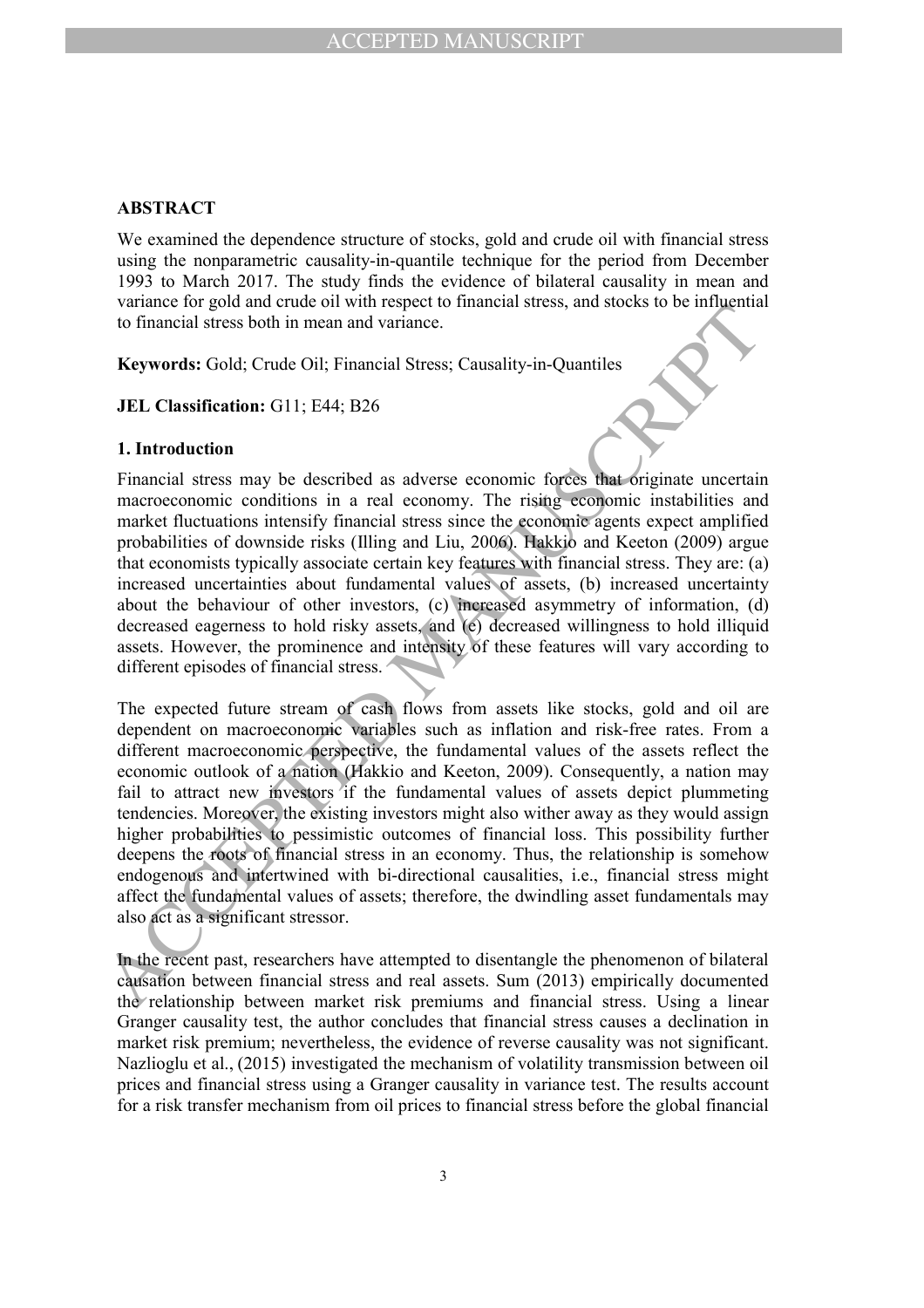## ABSTRACT

We examined the dependence structure of stocks, gold and crude oil with financial stress using the nonparametric causality-in-quantile technique for the period from December 1993 to March 2017. The study finds the evidence of bilateral causality in mean and variance for gold and crude oil with respect to financial stress, and stocks to be influential to financial stress both in mean and variance.

**Keywords:** Gold; Crude Oil; Financial Stress; Causality-in-Quantiles

**JEL Classification:** G11; E44; B26

## 1. Introduction

Financial stress may be described as adverse economic forces that originate uncertain macroeconomic conditions in a real economy. The rising economic instabilities and market fluctuations intensify financial stress since the economic agents expect amplified probabilities of downside risks (Illing and Liu, 2006). Hakkio and Keeton (2009) argue that economists typically associate certain key features with financial stress. They are: (a) increased uncertainties about fundamental values of assets, (b) increased uncertainty about the behaviour of other investors, (c) increased asymmetry of information, (d) decreased eagerness to hold risky assets, and (e) decreased willingness to hold illiquid assets. However, the prominence and intensity of these features will vary according to different episodes of financial stress.

The expected future stream of cash flows from assets like stocks, gold and oil are dependent on macroeconomic variables such as inflation and risk-free rates. From a different macroeconomic perspective, the fundamental values of the assets reflect the economic outlook of a nation (Hakkio and Keeton, 2009). Consequently, a nation may fail to attract new investors if the fundamental values of assets depict plummeting tendencies. Moreover, the existing investors might also wither away as they would assign higher probabilities to pessimistic outcomes of financial loss. This possibility further deepens the roots of financial stress in an economy. Thus, the relationship is somehow endogenous and intertwined with bi-directional causalities, i.e., financial stress might affect the fundamental values of assets; therefore, the dwindling asset fundamentals may also act as a significant stressor.

In the recent past, researchers have attempted to disentangle the phenomenon of bilateral causation between financial stress and real assets. Sum (2013) empirically documented the relationship between market risk premiums and financial stress. Using a linear Granger causality test, the author concludes that financial stress causes a declination in market risk premium; nevertheless, the evidence of reverse causality was not significant. Nazlioglu et al., (2015) investigated the mechanism of volatility transmission between oil prices and financial stress using a Granger causality in variance test. The results account for a risk transfer mechanism from oil prices to financial stress before the global financial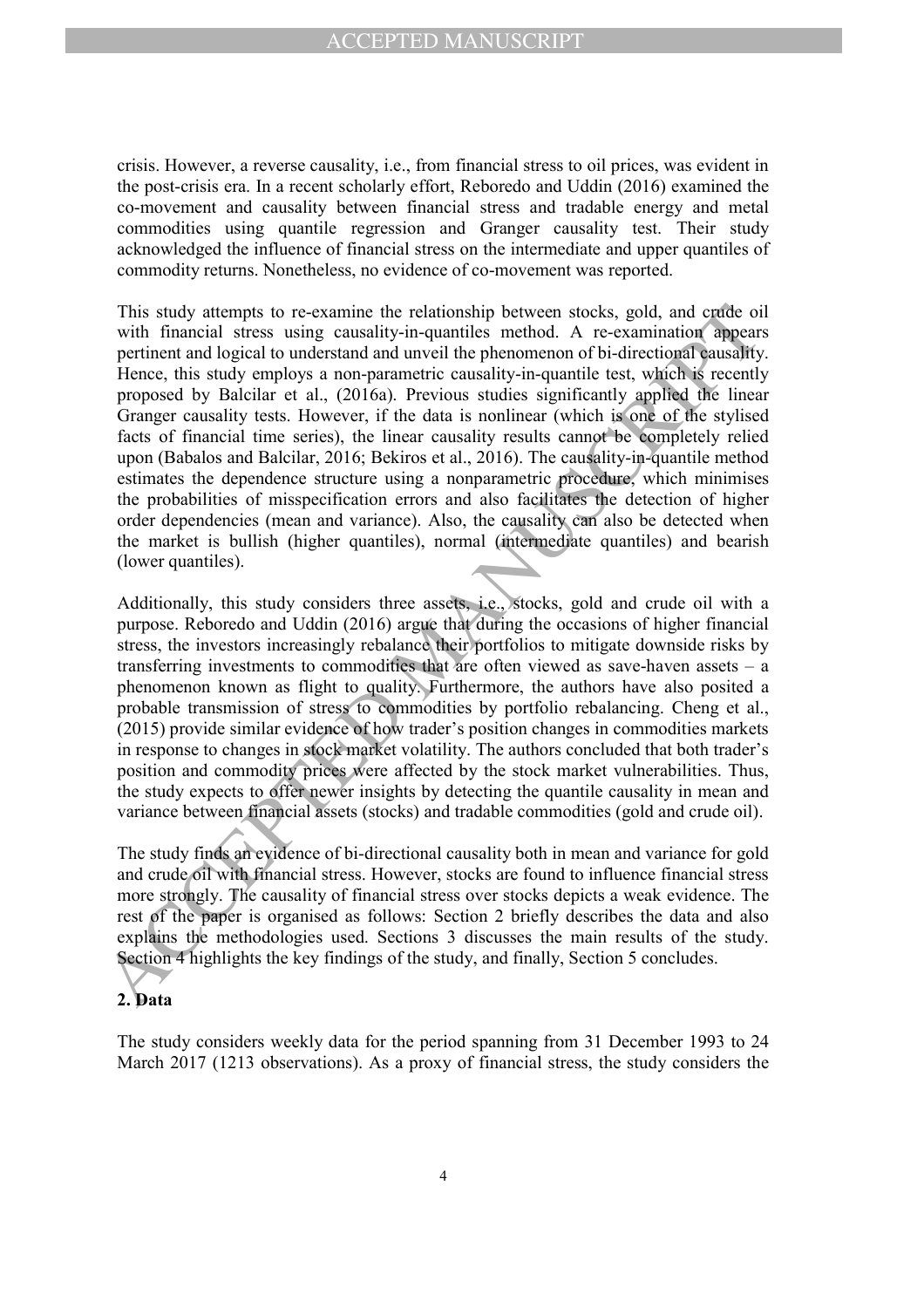crisis. However, a reverse causality, i.e., from financial stress to oil prices, was evident in the post-crisis era. In a recent scholarly effort, Reboredo and Uddin (2016) examined the co-movement and causality between financial stress and tradable energy and metal commodities using quantile regression and Granger causality test. Their study acknowledged the influence of financial stress on the intermediate and upper quantiles of commodity returns. Nonetheless, no evidence of co-movement was reported.

This study attempts to re-examine the relationship between stocks, gold, and crude oil with financial stress using causality-in-quantiles method. A re-examination appears pertinent and logical to understand and unveil the phenomenon of bi-directional causality. Hence, this study employs a non-parametric causality-in-quantile test, which is recently proposed by Balcilar et al., (2016a). Previous studies significantly applied the linear Granger causality tests. However, if the data is nonlinear (which is one of the stylised facts of financial time series), the linear causality results cannot be completely relied upon (Babalos and Balcilar, 2016; Bekiros et al., 2016). The causality-in-quantile method estimates the dependence structure using a nonparametric procedure, which minimises the probabilities of misspecification errors and also facilitates the detection of higher order dependencies (mean and variance). Also, the causality can also be detected when the market is bullish (higher quantiles), normal (intermediate quantiles) and bearish (lower quantiles).

Additionally, this study considers three assets, i.e., stocks, gold and crude oil with a purpose. Reboredo and Uddin (2016) argue that during the occasions of higher financial stress, the investors increasingly rebalance their portfolios to mitigate downside risks by transferring investments to commodities that are often viewed as save-haven assets – a phenomenon known as flight to quality. Furthermore, the authors have also posited a probable transmission of stress to commodities by portfolio rebalancing. Cheng et al., (2015) provide similar evidence of how trader's position changes in commodities markets in response to changes in stock market volatility. The authors concluded that both trader's position and commodity prices were affected by the stock market vulnerabilities. Thus, the study expects to offer newer insights by detecting the quantile causality in mean and variance between financial assets (stocks) and tradable commodities (gold and crude oil).

The study finds an evidence of bi-directional causality both in mean and variance for gold and crude oil with financial stress. However, stocks are found to influence financial stress more strongly. The causality of financial stress over stocks depicts a weak evidence. The rest of the paper is organised as follows: Section 2 briefly describes the data and also explains the methodologies used. Sections 3 discusses the main results of the study. Section 4 highlights the key findings of the study, and finally, Section 5 concludes.

## 2. Data

The study considers weekly data for the period spanning from 31 December 1993 to 24 March 2017 (1213 observations). As a proxy of financial stress, the study considers the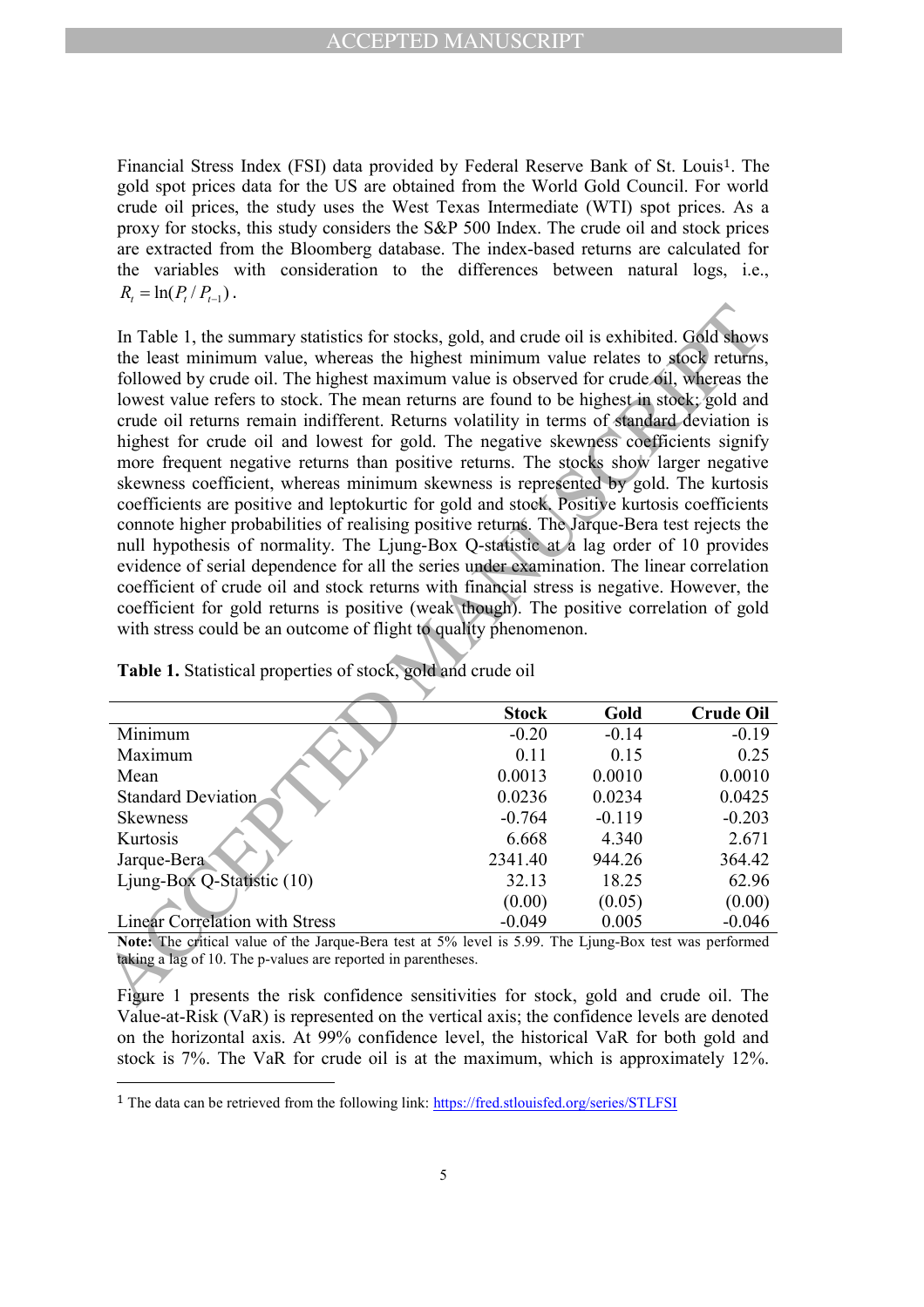Financial Stress Index (FSI) data provided by Federal Reserve Bank of St. Louis[1]. The gold spot prices data for the US are obtained from the World Gold Council. For world crude oil prices, the study uses the West Texas Intermediate (WTI) spot prices. As a proxy for stocks, this study considers the S&P 500 Index. The crude oil and stock prices are extracted from the Bloomberg database. The index-based returns are calculated for the variables with consideration to the differences between natural logs, i.e., $R_t = \ln(P_t / P_{t-1})$.

In Table 1, the summary statistics for stocks, gold, and crude oil is exhibited. Gold shows the least minimum value, whereas the highest minimum value relates to stock returns, followed by crude oil. The highest maximum value is observed for crude oil, whereas the lowest value refers to stock. The mean returns are found to be highest in stock; gold and crude oil returns remain indifferent. Returns volatility in terms of standard deviation is highest for crude oil and lowest for gold. The negative skewness coefficients signify more frequent negative returns than positive returns. The stocks show larger negative skewness coefficient, whereas minimum skewness is represented by gold. The kurtosis coefficients are positive and leptokurtic for gold and stock. Positive kurtosis coefficients connote higher probabilities of realising positive returns. The Jarque-Bera test rejects the null hypothesis of normality. The Ljung-Box Q-statistic at a lag order of 10 provides evidence of serial dependence for all the series under examination. The linear correlation coefficient of crude oil and stock returns with financial stress is negative. However, the coefficient for gold returns is positive (weak though). The positive correlation of gold with stress could be an outcome of flight to quality phenomenon.

**Table 1.** Statistical properties of stock, gold and crude oil

| | Stock | Gold | Crude Oil |
|---|---|---|---|
| Minimum | -0.20 | -0.14 | -0.19 |
| Maximum | 0.11 | 0.15 | 0.25 |
| Mean | 0.0013 | 0.0010 | 0.0010 |
| Standard Deviation | 0.0236 | 0.0234 | 0.0425 |
| Skewness | -0.764 | -0.119 | -0.203 |
| Kurtosis | 6.668 | 4.340 | 2.671 |
| Jarque-Bera | 2341.40 | 944.26 | 364.42 |
| Ljung-Box Q-Statistic (10) | 32.13 | 18.25 | 62.96 |
| | (0.00) | (0.05) | (0.00) |
| Linear Correlation with Stress | -0.049 | 0.005 | -0.046 |

**Note:** The critical value of the Jarque-Bera test at 5% level is 5.99. The Ljung-Box test was performed taking a lag of 10. The p-values are reported in parentheses.

Figure 1 presents the risk confidence sensitivities for stock, gold and crude oil. The Value-at-Risk (VaR) is represented on the vertical axis; the confidence levels are denoted on the horizontal axis. At 99% confidence level, the historical VaR for both gold and stock is 7%. The VaR for crude oil is at the maximum, which is approximately 12%.

[1] The data can be retrieved from the following link: https://fred.stlouisfed.org/series/STLFSI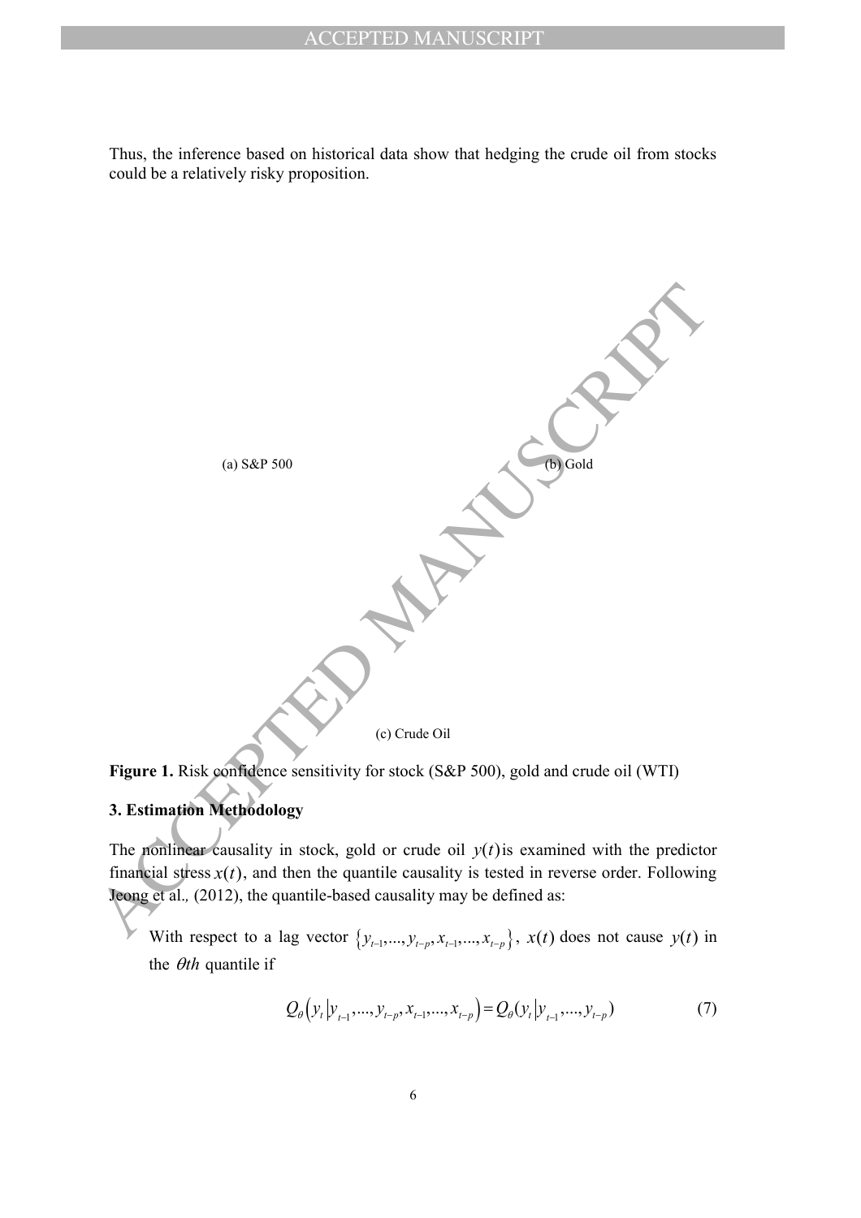Thus, the inference based on historical data show that hedging the crude oil from stocks could be a relatively risky proposition.

(a) S&P 500

(b) Gold

(c) Crude Oil

**Figure 1.** Risk confidence sensitivity for stock (S&P 500), gold and crude oil (WTI)

### 3. Estimation Methodology

The nonlinear causality in stock, gold or crude oil $y(t)$ is examined with the predictor financial stress $x(t)$, and then the quantile causality is tested in reverse order. Following Jeong et al*.,* (2012), the quantile-based causality may be defined as:

> With respect to a lag vector $\{y_{t-1},...,y_{t-p},x_{t-1},...,x_{t-p}\}$, $x(t)$ does not cause $y(t)$ in the $\theta th$ quantile if

$$Q_\theta\left(y_t \middle| y_{t-1},...,y_{t-p},x_{t-1},...,x_{t-p}\right) = Q_\theta(y_t | y_{t-1},...,y_{t-p}) \tag{7}$$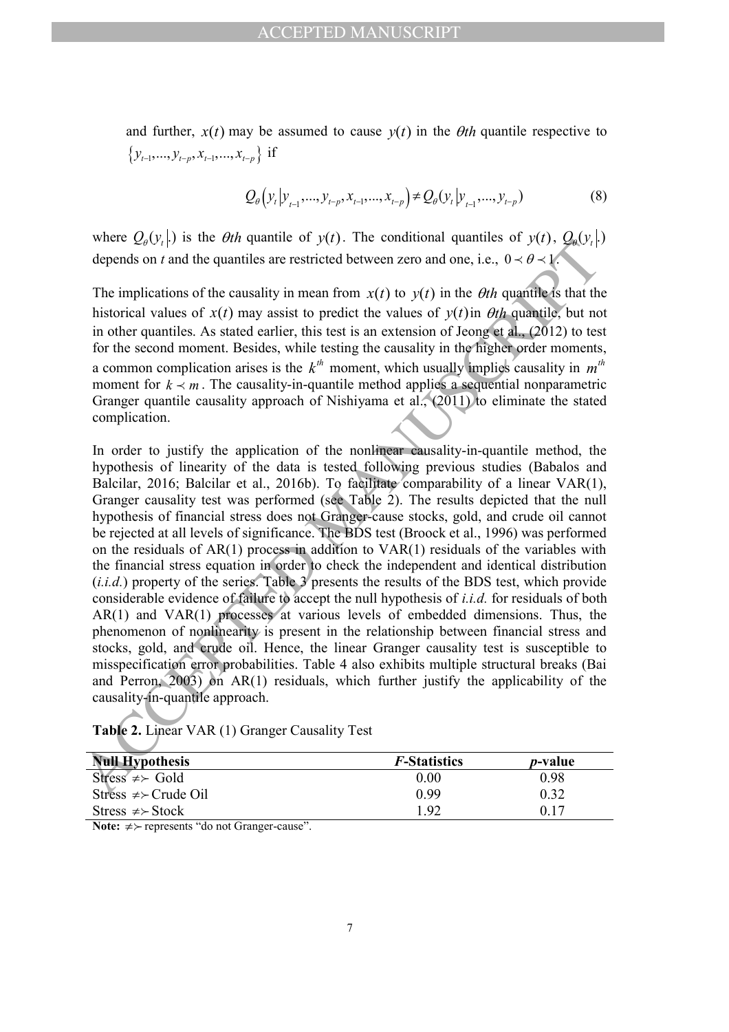and further, $x(t)$ may be assumed to cause $y(t)$ in the $\theta th$ quantile respective to $\{y_{t-1},...,y_{t-p},x_{t-1},...,x_{t-p}\}$ if

$$Q_{\theta}\left(y_t \middle| y_{t-1},...,y_{t-p},x_{t-1},...,x_{t-p}\right) \neq Q_{\theta}(y_t \middle| y_{t-1},...,y_{t-p}) \tag{8}$$

where $Q_{\theta}(y_t|.)$ is the $\theta th$ quantile of $y(t)$. The conditional quantiles of $y(t)$, $Q_{\theta}(y_t|.)$ depends on $t$ and the quantiles are restricted between zero and one, i.e., $0 \prec \theta \prec 1$.

The implications of the causality in mean from $x(t)$ to $y(t)$ in the $\theta th$ quantile is that the historical values of $x(t)$ may assist to predict the values of $y(t)$ in $\theta th$ quantile, but not in other quantiles. As stated earlier, this test is an extension of Jeong et al., (2012) to test for the second moment. Besides, while testing the causality in the higher order moments, a common complication arises is the $k^{th}$ moment, which usually implies causality in $m^{th}$ moment for $k \prec m$. The causality-in-quantile method applies a sequential nonparametric Granger quantile causality approach of Nishiyama et al., (2011) to eliminate the stated complication.

In order to justify the application of the nonlinear causality-in-quantile method, the hypothesis of linearity of the data is tested following previous studies (Babalos and Balcilar, 2016; Balcilar et al., 2016b). To facilitate comparability of a linear VAR(1), Granger causality test was performed (see Table 2). The results depicted that the null hypothesis of financial stress does not Granger-cause stocks, gold, and crude oil cannot be rejected at all levels of significance. The BDS test (Broock et al., 1996) was performed on the residuals of AR(1) process in addition to VAR(1) residuals of the variables with the financial stress equation in order to check the independent and identical distribution (*i.i.d.*) property of the series. Table 3 presents the results of the BDS test, which provide considerable evidence of failure to accept the null hypothesis of *i.i.d.* for residuals of both AR(1) and VAR(1) processes at various levels of embedded dimensions. Thus, the phenomenon of nonlinearity is present in the relationship between financial stress and stocks, gold, and crude oil. Hence, the linear Granger causality test is susceptible to misspecification error probabilities. Table 4 also exhibits multiple structural breaks (Bai and Perron, 2003) on AR(1) residuals, which further justify the applicability of the causality-in-quantile approach.

**Table 2.** Linear VAR (1) Granger Causality Test

| Null Hypothesis | *F*-Statistics | *p*-value |
|---|---|---|
| Stress $\neq\succ$ Gold | 0.00 | 0.98 |
| Stress $\neq\succ$ Crude Oil | 0.99 | 0.32 |
| Stress $\neq\succ$ Stock | 1.92 | 0.17 |

**Note:** $\neq\succ$ represents "do not Granger-cause".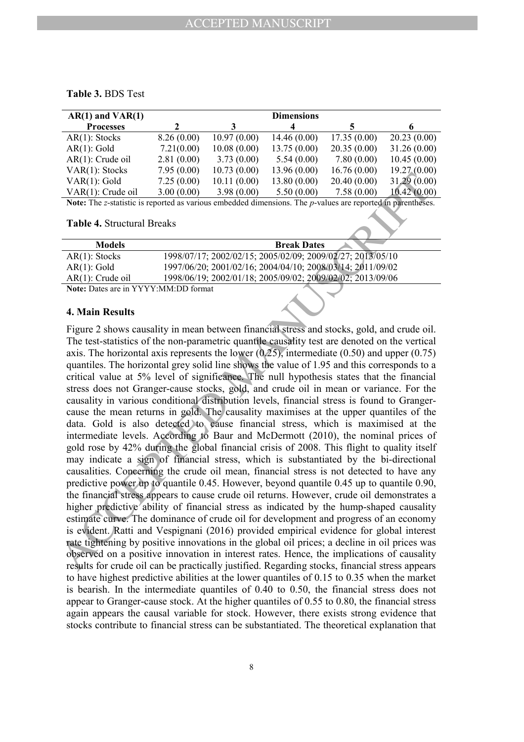**Table 3.** BDS Test

| AR(1) and VAR(1) Processes | Dimensions | | | | |
|---|---|---|---|---|---|
| | 2 | 3 | 4 | 5 | 6 |
| AR(1): Stocks | 8.26 (0.00) | 10.97 (0.00) | 14.46 (0.00) | 17.35 (0.00) | 20.23 (0.00) |
| AR(1): Gold | 7.21(0.00) | 10.08 (0.00) | 13.75 (0.00) | 20.35 (0.00) | 31.26 (0.00) |
| AR(1): Crude oil | 2.81 (0.00) | 3.73 (0.00) | 5.54 (0.00) | 7.80 (0.00) | 10.45 (0.00) |
| VAR(1): Stocks | 7.95 (0.00) | 10.73 (0.00) | 13.96 (0.00) | 16.76 (0.00) | 19.27 (0.00) |
| VAR(1): Gold | 7.25 (0.00) | 10.11 (0.00) | 13.80 (0.00) | 20.40 (0.00) | 31.29 (0.00) |
| VAR(1): Crude oil | 3.00 (0.00) | 3.98 (0.00) | 5.50 (0.00) | 7.58 (0.00) | 10.42 (0.00) |

**Note:** The *z*-statistic is reported as various embedded dimensions. The *p*-values are reported in parentheses.

**Table 4.** Structural Breaks

| Models | Break Dates |
|---|---|
| AR(1): Stocks | 1998/07/17; 2002/02/15; 2005/02/09; 2009/02/27; 2013/05/10 |
| AR(1): Gold | 1997/06/20; 2001/02/16; 2004/04/10; 2008/03/14; 2011/09/02 |
| AR(1): Crude oil | 1998/06/19; 2002/01/18; 2005/09/02; 2009/02/02; 2013/09/06 |

**Note:** Dates are in YYYY:MM:DD format

## 4. Main Results

Figure 2 shows causality in mean between financial stress and stocks, gold, and crude oil. The test-statistics of the non-parametric quantile causality test are denoted on the vertical axis. The horizontal axis represents the lower (0.25), intermediate (0.50) and upper (0.75) quantiles. The horizontal grey solid line shows the value of 1.95 and this corresponds to a critical value at 5% level of significance. The null hypothesis states that the financial stress does not Granger-cause stocks, gold, and crude oil in mean or variance. For the causality in various conditional distribution levels, financial stress is found to Granger-cause the mean returns in gold. The causality maximises at the upper quantiles of the data. Gold is also detected to cause financial stress, which is maximised at the intermediate levels. According to Baur and McDermott (2010), the nominal prices of gold rose by 42% during the global financial crisis of 2008. This flight to quality itself may indicate a sign of financial stress, which is substantiated by the bi-directional causalities. Concerning the crude oil mean, financial stress is not detected to have any predictive power up to quantile 0.45. However, beyond quantile 0.45 up to quantile 0.90, the financial stress appears to cause crude oil returns. However, crude oil demonstrates a higher predictive ability of financial stress as indicated by the hump-shaped causality estimate curve. The dominance of crude oil for development and progress of an economy is evident. Ratti and Vespignani (2016) provided empirical evidence for global interest rate tightening by positive innovations in the global oil prices; a decline in oil prices was observed on a positive innovation in interest rates. Hence, the implications of causality results for crude oil can be practically justified. Regarding stocks, financial stress appears to have highest predictive abilities at the lower quantiles of 0.15 to 0.35 when the market is bearish. In the intermediate quantiles of 0.40 to 0.50, the financial stress does not appear to Granger-cause stock. At the higher quantiles of 0.55 to 0.80, the financial stress again appears the causal variable for stock. However, there exists strong evidence that stocks contribute to financial stress can be substantiated. The theoretical explanation that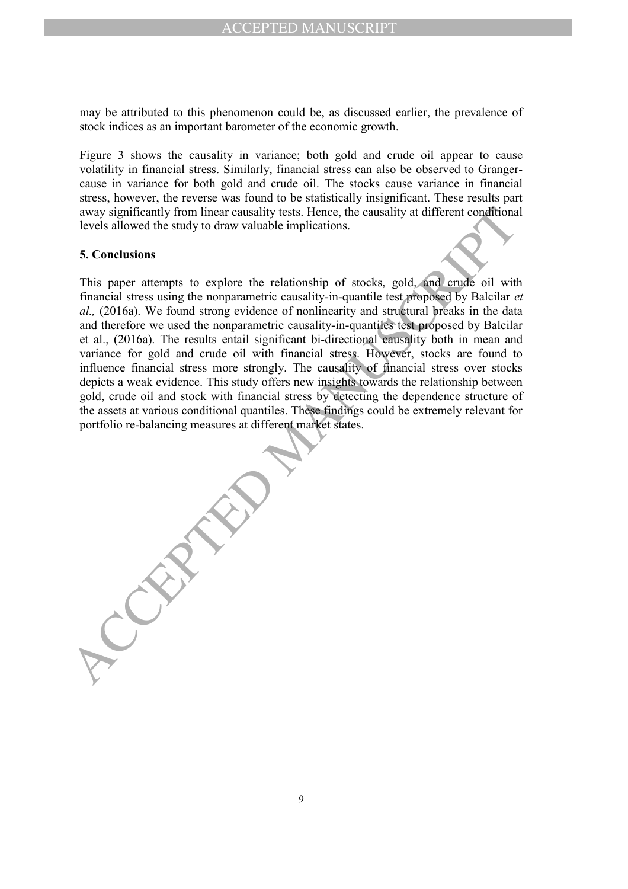may be attributed to this phenomenon could be, as discussed earlier, the prevalence of stock indices as an important barometer of the economic growth.

Figure 3 shows the causality in variance; both gold and crude oil appear to cause volatility in financial stress. Similarly, financial stress can also be observed to Granger-cause in variance for both gold and crude oil. The stocks cause variance in financial stress, however, the reverse was found to be statistically insignificant. These results part away significantly from linear causality tests. Hence, the causality at different conditional levels allowed the study to draw valuable implications.

## 5. Conclusions

This paper attempts to explore the relationship of stocks, gold, and crude oil with financial stress using the nonparametric causality-in-quantile test proposed by Balcilar *et al.,* (2016a). We found strong evidence of nonlinearity and structural breaks in the data and therefore we used the nonparametric causality-in-quantiles test proposed by Balcilar et al., (2016a). The results entail significant bi-directional causality both in mean and variance for gold and crude oil with financial stress. However, stocks are found to influence financial stress more strongly. The causality of financial stress over stocks depicts a weak evidence. This study offers new insights towards the relationship between gold, crude oil and stock with financial stress by detecting the dependence structure of the assets at various conditional quantiles. These findings could be extremely relevant for portfolio re-balancing measures at different market states.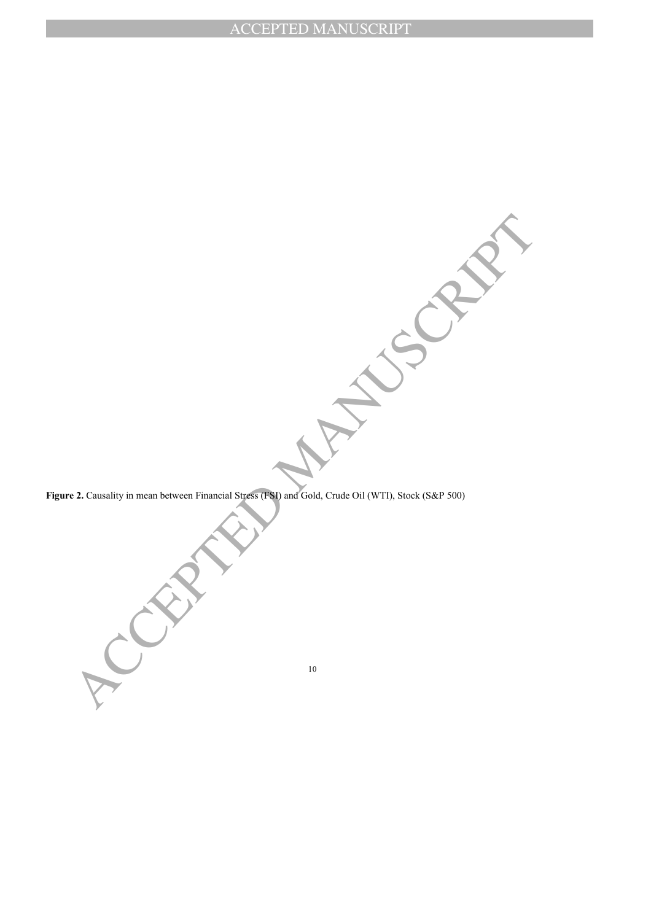**Figure 2.** Causality in mean between Financial Stress (FSI) and Gold, Crude Oil (WTI), Stock (S&P 500)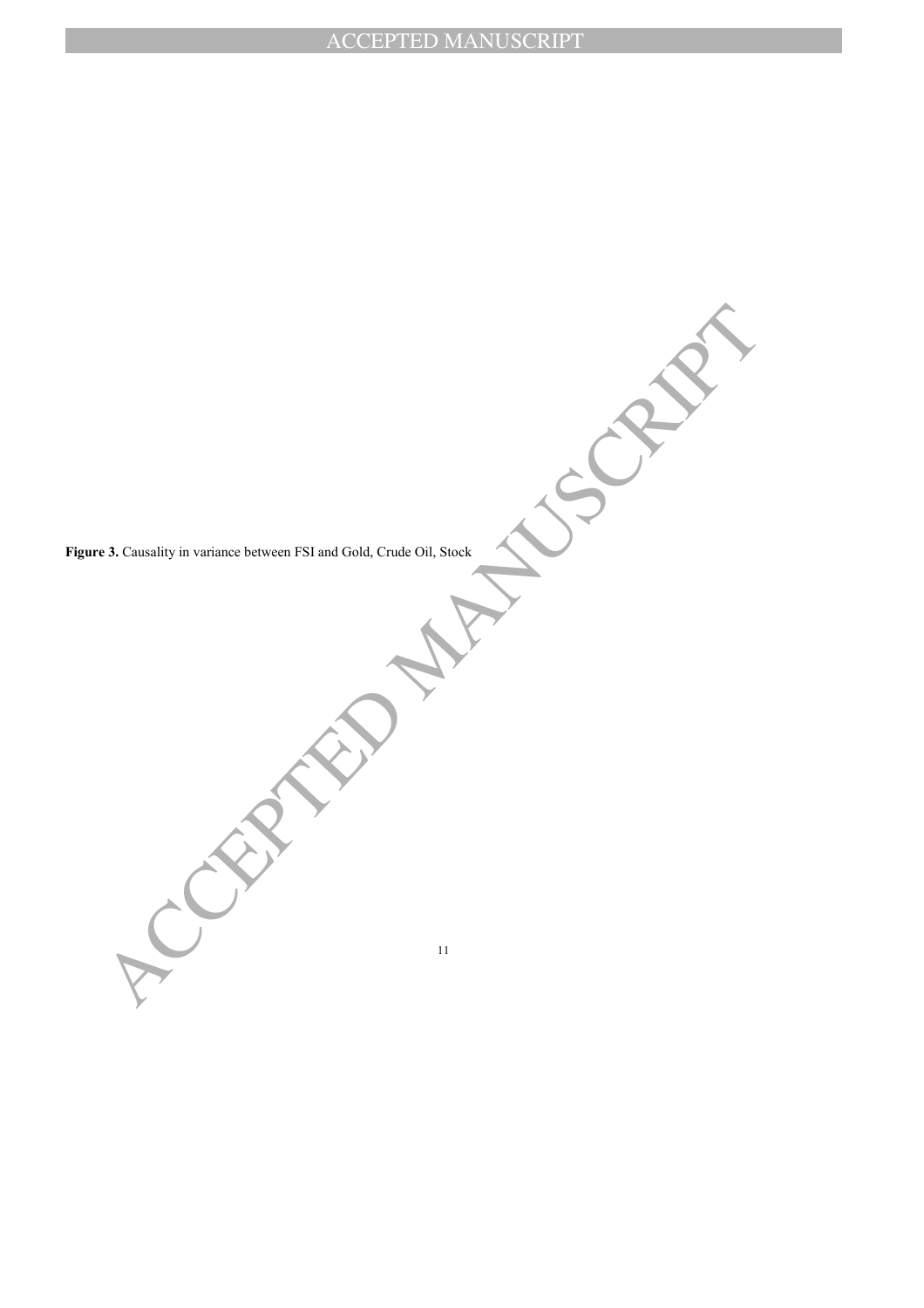**Figure 3.** Causality in variance between FSI and Gold, Crude Oil, Stock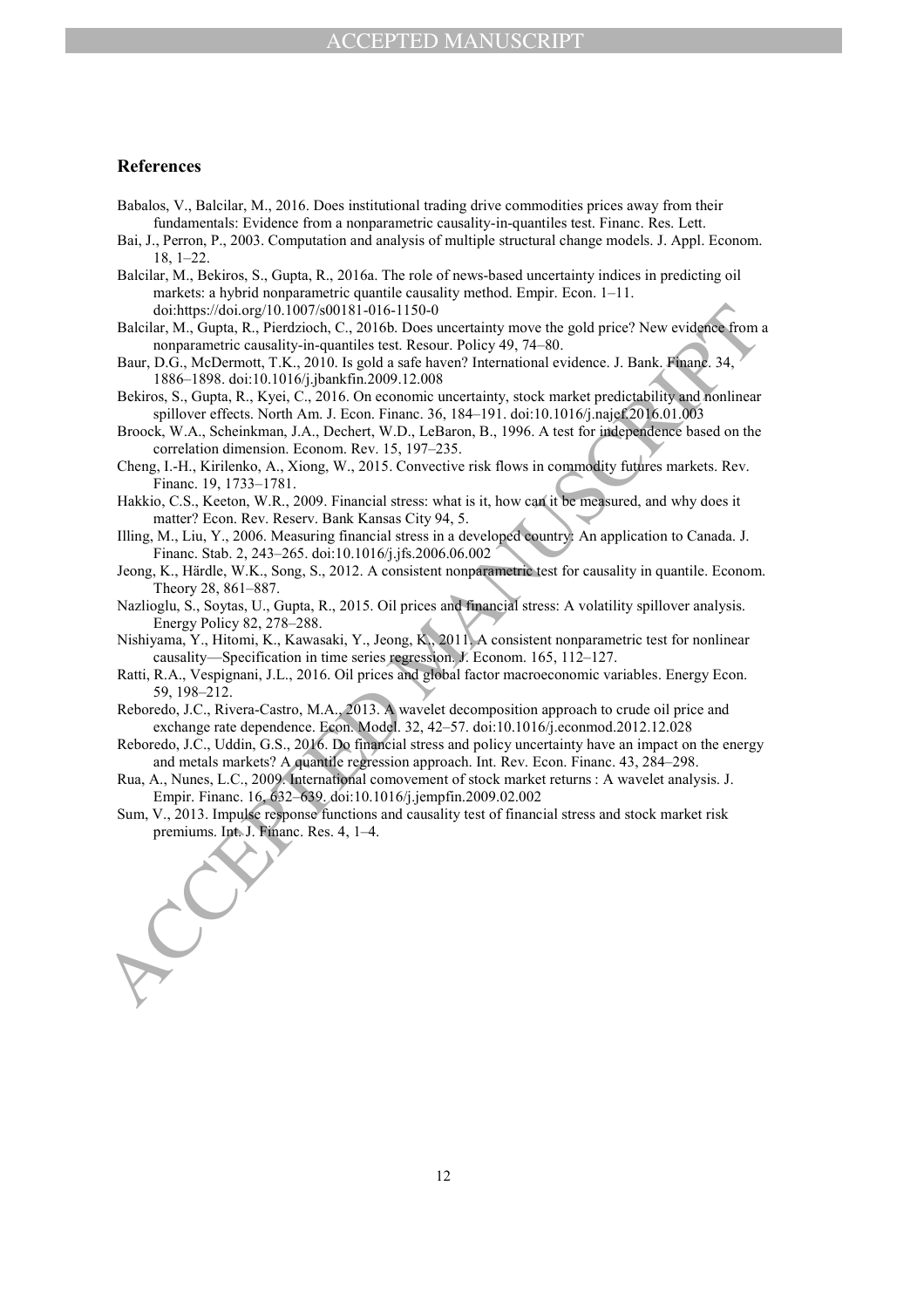## References

Babalos, V., Balcilar, M., 2016. Does institutional trading drive commodities prices away from their fundamentals: Evidence from a nonparametric causality-in-quantiles test. Financ. Res. Lett.

Bai, J., Perron, P., 2003. Computation and analysis of multiple structural change models. J. Appl. Econom. 18, 1–22.

Balcilar, M., Bekiros, S., Gupta, R., 2016a. The role of news-based uncertainty indices in predicting oil markets: a hybrid nonparametric quantile causality method. Empir. Econ. 1–11. doi:https://doi.org/10.1007/s00181-016-1150-0

Balcilar, M., Gupta, R., Pierdzioch, C., 2016b. Does uncertainty move the gold price? New evidence from a nonparametric causality-in-quantiles test. Resour. Policy 49, 74–80.

Baur, D.G., McDermott, T.K., 2010. Is gold a safe haven? International evidence. J. Bank. Financ. 34, 1886–1898. doi:10.1016/j.jbankfin.2009.12.008

Bekiros, S., Gupta, R., Kyei, C., 2016. On economic uncertainty, stock market predictability and nonlinear spillover effects. North Am. J. Econ. Financ. 36, 184–191. doi:10.1016/j.najef.2016.01.003

Broock, W.A., Scheinkman, J.A., Dechert, W.D., LeBaron, B., 1996. A test for independence based on the correlation dimension. Econom. Rev. 15, 197–235.

Cheng, I.-H., Kirilenko, A., Xiong, W., 2015. Convective risk flows in commodity futures markets. Rev. Financ. 19, 1733–1781.

Hakkio, C.S., Keeton, W.R., 2009. Financial stress: what is it, how can it be measured, and why does it matter? Econ. Rev. Reserv. Bank Kansas City 94, 5.

Illing, M., Liu, Y., 2006. Measuring financial stress in a developed country: An application to Canada. J. Financ. Stab. 2, 243–265. doi:10.1016/j.jfs.2006.06.002

Jeong, K., Härdle, W.K., Song, S., 2012. A consistent nonparametric test for causality in quantile. Econom. Theory 28, 861–887.

Nazlioglu, S., Soytas, U., Gupta, R., 2015. Oil prices and financial stress: A volatility spillover analysis. Energy Policy 82, 278–288.

Nishiyama, Y., Hitomi, K., Kawasaki, Y., Jeong, K., 2011. A consistent nonparametric test for nonlinear causality—Specification in time series regression. J. Econom. 165, 112–127.

Ratti, R.A., Vespignani, J.L., 2016. Oil prices and global factor macroeconomic variables. Energy Econ. 59, 198–212.

Reboredo, J.C., Rivera-Castro, M.A., 2013. A wavelet decomposition approach to crude oil price and exchange rate dependence. Econ. Model. 32, 42–57. doi:10.1016/j.econmod.2012.12.028

Reboredo, J.C., Uddin, G.S., 2016. Do financial stress and policy uncertainty have an impact on the energy and metals markets? A quantile regression approach. Int. Rev. Econ. Financ. 43, 284–298.

Rua, A., Nunes, L.C., 2009. International comovement of stock market returns : A wavelet analysis. J. Empir. Financ. 16, 632–639. doi:10.1016/j.jempfin.2009.02.002

Sum, V., 2013. Impulse response functions and causality test of financial stress and stock market risk premiums. Int. J. Financ. Res. 4, 1–4.